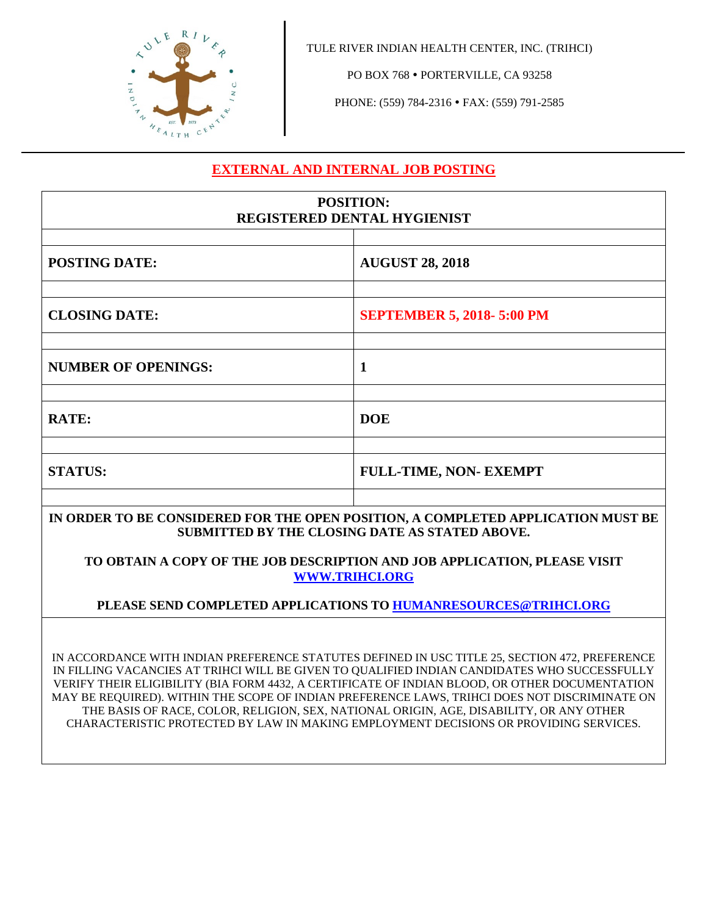TULE RIVER INDIAN HEALTH CENTER, INC. (TRIHCI)

PO BOX 768 • PORTERVILLE, CA 93258

PHONE: (559) 784-2316 • FAX: (559) 791-2585

## EXTERNAL AND INTERNAL JOB POSTING

**POSITION:**
**REGISTERED DENTAL HYGIENIST**

| | |
|---|---|
| **POSTING DATE:** | **AUGUST 28, 2018** |
| **CLOSING DATE:** | **SEPTEMBER 5, 2018- 5:00 PM** |
| **NUMBER OF OPENINGS:** | **1** |
| **RATE:** | **DOE** |
| **STATUS:** | **FULL-TIME, NON- EXEMPT** |

**IN ORDER TO BE CONSIDERED FOR THE OPEN POSITION, A COMPLETED APPLICATION MUST BE SUBMITTED BY THE CLOSING DATE AS STATED ABOVE.**

**TO OBTAIN A COPY OF THE JOB DESCRIPTION AND JOB APPLICATION, PLEASE VISIT WWW.TRIHCI.ORG**

**PLEASE SEND COMPLETED APPLICATIONS TO HUMANRESOURCES@TRIHCI.ORG**

IN ACCORDANCE WITH INDIAN PREFERENCE STATUTES DEFINED IN USC TITLE 25, SECTION 472, PREFERENCE IN FILLING VACANCIES AT TRIHCI WILL BE GIVEN TO QUALIFIED INDIAN CANDIDATES WHO SUCCESSFULLY VERIFY THEIR ELIGIBILITY (BIA FORM 4432, A CERTIFICATE OF INDIAN BLOOD, OR OTHER DOCUMENTATION MAY BE REQUIRED). WITHIN THE SCOPE OF INDIAN PREFERENCE LAWS, TRIHCI DOES NOT DISCRIMINATE ON THE BASIS OF RACE, COLOR, RELIGION, SEX, NATIONAL ORIGIN, AGE, DISABILITY, OR ANY OTHER CHARACTERISTIC PROTECTED BY LAW IN MAKING EMPLOYMENT DECISIONS OR PROVIDING SERVICES.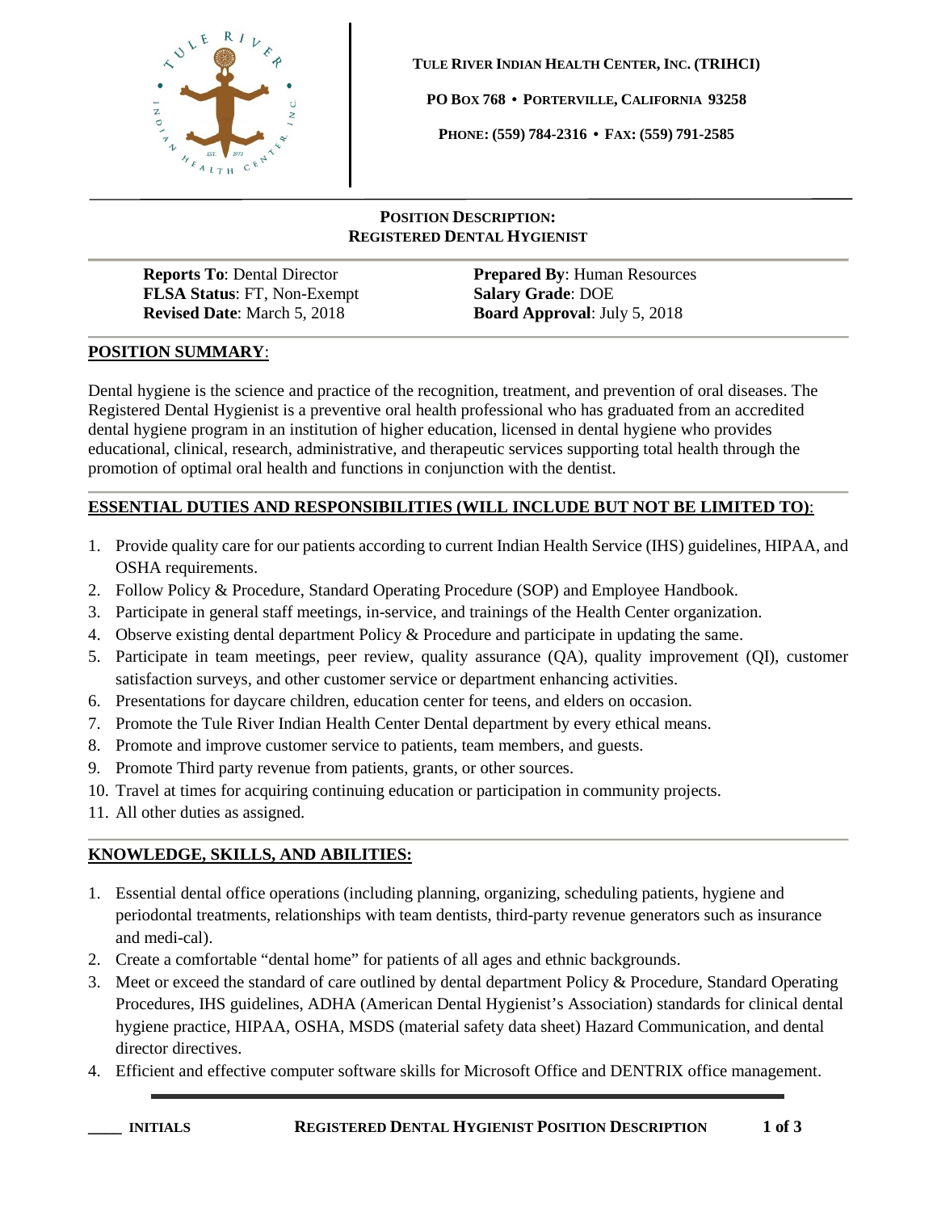**TULE RIVER INDIAN HEALTH CENTER, INC. (TRIHCI)**

**PO BOX 768 • PORTERVILLE, CALIFORNIA 93258**

**PHONE: (559) 784-2316 • FAX: (559) 791-2585**

**POSITION DESCRIPTION:**
**REGISTERED DENTAL HYGIENIST**

**Reports To**: Dental Director
**FLSA Status**: FT, Non-Exempt
**Revised Date**: March 5, 2018

**Prepared By**: Human Resources
**Salary Grade**: DOE
**Board Approval**: July 5, 2018

## POSITION SUMMARY:

Dental hygiene is the science and practice of the recognition, treatment, and prevention of oral diseases. The Registered Dental Hygienist is a preventive oral health professional who has graduated from an accredited dental hygiene program in an institution of higher education, licensed in dental hygiene who provides educational, clinical, research, administrative, and therapeutic services supporting total health through the promotion of optimal oral health and functions in conjunction with the dentist.

## ESSENTIAL DUTIES AND RESPONSIBILITIES (WILL INCLUDE BUT NOT BE LIMITED TO):

1. Provide quality care for our patients according to current Indian Health Service (IHS) guidelines, HIPAA, and OSHA requirements.
2. Follow Policy & Procedure, Standard Operating Procedure (SOP) and Employee Handbook.
3. Participate in general staff meetings, in-service, and trainings of the Health Center organization.
4. Observe existing dental department Policy & Procedure and participate in updating the same.
5. Participate in team meetings, peer review, quality assurance (QA), quality improvement (QI), customer satisfaction surveys, and other customer service or department enhancing activities.
6. Presentations for daycare children, education center for teens, and elders on occasion.
7. Promote the Tule River Indian Health Center Dental department by every ethical means.
8. Promote and improve customer service to patients, team members, and guests.
9. Promote Third party revenue from patients, grants, or other sources.
10. Travel at times for acquiring continuing education or participation in community projects.
11. All other duties as assigned.

## KNOWLEDGE, SKILLS, AND ABILITIES:

1. Essential dental office operations (including planning, organizing, scheduling patients, hygiene and periodontal treatments, relationships with team dentists, third-party revenue generators such as insurance and medi-cal).
2. Create a comfortable "dental home" for patients of all ages and ethnic backgrounds.
3. Meet or exceed the standard of care outlined by dental department Policy & Procedure, Standard Operating Procedures, IHS guidelines, ADHA (American Dental Hygienist's Association) standards for clinical dental hygiene practice, HIPAA, OSHA, MSDS (material safety data sheet) Hazard Communication, and dental director directives.
4. Efficient and effective computer software skills for Microsoft Office and DENTRIX office management.

____ INITIALS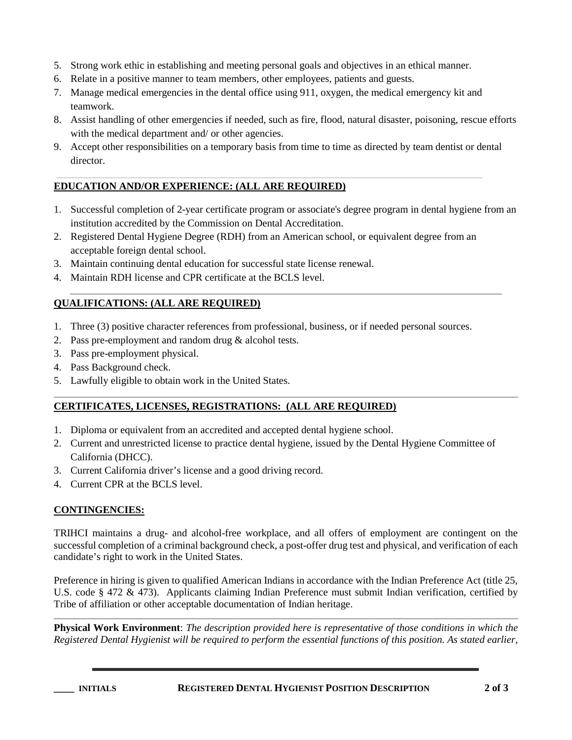5. Strong work ethic in establishing and meeting personal goals and objectives in an ethical manner.
6. Relate in a positive manner to team members, other employees, patients and guests.
7. Manage medical emergencies in the dental office using 911, oxygen, the medical emergency kit and teamwork.
8. Assist handling of other emergencies if needed, such as fire, flood, natural disaster, poisoning, rescue efforts with the medical department and/ or other agencies.
9. Accept other responsibilities on a temporary basis from time to time as directed by team dentist or dental director.

**EDUCATION AND/OR EXPERIENCE: (ALL ARE REQUIRED)**

1. Successful completion of 2-year certificate program or associate's degree program in dental hygiene from an institution accredited by the Commission on Dental Accreditation.
2. Registered Dental Hygiene Degree (RDH) from an American school, or equivalent degree from an acceptable foreign dental school.
3. Maintain continuing dental education for successful state license renewal.
4. Maintain RDH license and CPR certificate at the BCLS level.

**QUALIFICATIONS: (ALL ARE REQUIRED)**

1. Three (3) positive character references from professional, business, or if needed personal sources.
2. Pass pre-employment and random drug & alcohol tests.
3. Pass pre-employment physical.
4. Pass Background check.
5. Lawfully eligible to obtain work in the United States.

**CERTIFICATES, LICENSES, REGISTRATIONS: (ALL ARE REQUIRED)**

1. Diploma or equivalent from an accredited and accepted dental hygiene school.
2. Current and unrestricted license to practice dental hygiene, issued by the Dental Hygiene Committee of California (DHCC).
3. Current California driver's license and a good driving record.
4. Current CPR at the BCLS level.

**CONTINGENCIES:**

TRIHCI maintains a drug- and alcohol-free workplace, and all offers of employment are contingent on the successful completion of a criminal background check, a post-offer drug test and physical, and verification of each candidate's right to work in the United States.

Preference in hiring is given to qualified American Indians in accordance with the Indian Preference Act (title 25, U.S. code § 472 & 473). Applicants claiming Indian Preference must submit Indian verification, certified by Tribe of affiliation or other acceptable documentation of Indian heritage.

**Physical Work Environment**: *The description provided here is representative of those conditions in which the Registered Dental Hygienist will be required to perform the essential functions of this position. As stated earlier,*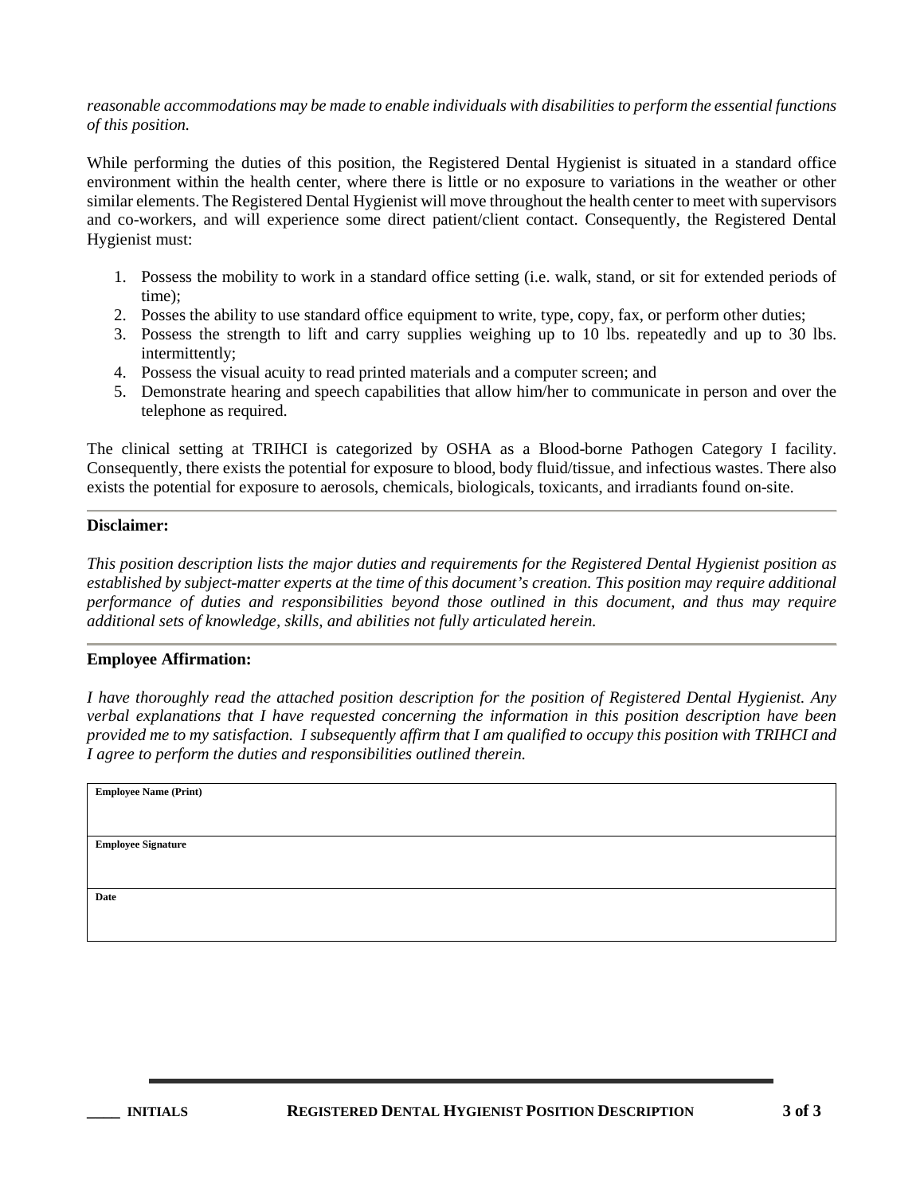*reasonable accommodations may be made to enable individuals with disabilities to perform the essential functions of this position.*

While performing the duties of this position, the Registered Dental Hygienist is situated in a standard office environment within the health center, where there is little or no exposure to variations in the weather or other similar elements. The Registered Dental Hygienist will move throughout the health center to meet with supervisors and co-workers, and will experience some direct patient/client contact. Consequently, the Registered Dental Hygienist must:

1. Possess the mobility to work in a standard office setting (i.e. walk, stand, or sit for extended periods of time);
2. Posses the ability to use standard office equipment to write, type, copy, fax, or perform other duties;
3. Possess the strength to lift and carry supplies weighing up to 10 lbs. repeatedly and up to 30 lbs. intermittently;
4. Possess the visual acuity to read printed materials and a computer screen; and
5. Demonstrate hearing and speech capabilities that allow him/her to communicate in person and over the telephone as required.

The clinical setting at TRIHCI is categorized by OSHA as a Blood-borne Pathogen Category I facility. Consequently, there exists the potential for exposure to blood, body fluid/tissue, and infectious wastes. There also exists the potential for exposure to aerosols, chemicals, biologicals, toxicants, and irradiants found on-site.

---

**Disclaimer:**

*This position description lists the major duties and requirements for the Registered Dental Hygienist position as established by subject-matter experts at the time of this document's creation. This position may require additional performance of duties and responsibilities beyond those outlined in this document, and thus may require additional sets of knowledge, skills, and abilities not fully articulated herein.*

---

**Employee Affirmation:**

*I have thoroughly read the attached position description for the position of Registered Dental Hygienist. Any verbal explanations that I have requested concerning the information in this position description have been provided me to my satisfaction. I subsequently affirm that I am qualified to occupy this position with TRIHCI and I agree to perform the duties and responsibilities outlined therein.*

| |
|---|
| **Employee Name (Print)** |
| **Employee Signature** |
| **Date** |

____ INITIALS